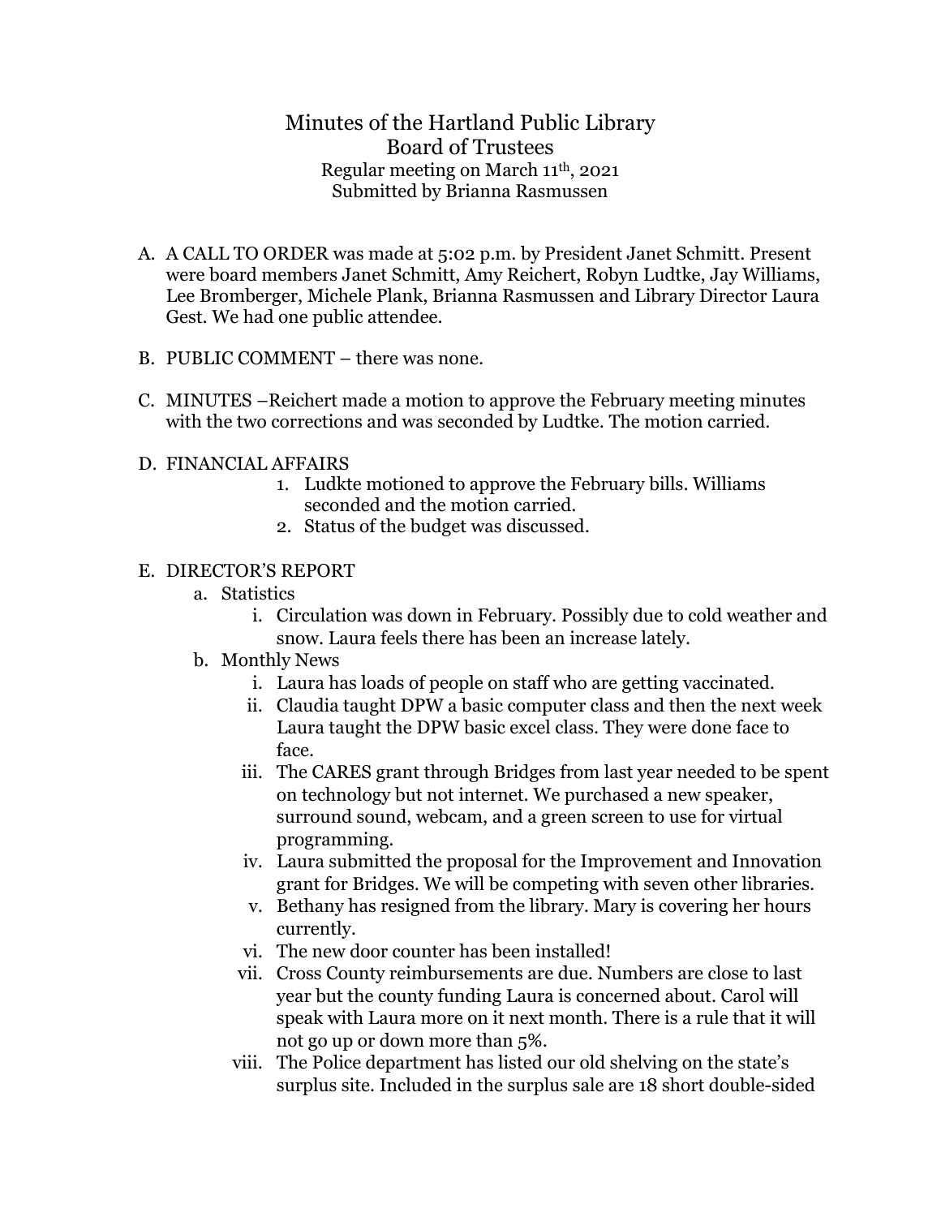# Minutes of the Hartland Public Library Board of Trustees

Regular meeting on March 11th, 2021

Submitted by Brianna Rasmussen

A. A CALL TO ORDER was made at 5:02 p.m. by President Janet Schmitt. Present were board members Janet Schmitt, Amy Reichert, Robyn Ludtke, Jay Williams, Lee Bromberger, Michele Plank, Brianna Rasmussen and Library Director Laura Gest. We had one public attendee.

B. PUBLIC COMMENT – there was none.

C. MINUTES –Reichert made a motion to approve the February meeting minutes with the two corrections and was seconded by Ludtke. The motion carried.

D. FINANCIAL AFFAIRS
   1. Ludkte motioned to approve the February bills. Williams seconded and the motion carried.
   2. Status of the budget was discussed.

E. DIRECTOR'S REPORT
   a. Statistics
      i. Circulation was down in February. Possibly due to cold weather and snow. Laura feels there has been an increase lately.
   b. Monthly News
      i. Laura has loads of people on staff who are getting vaccinated.
      ii. Claudia taught DPW a basic computer class and then the next week Laura taught the DPW basic excel class. They were done face to face.
      iii. The CARES grant through Bridges from last year needed to be spent on technology but not internet. We purchased a new speaker, surround sound, webcam, and a green screen to use for virtual programming.
      iv. Laura submitted the proposal for the Improvement and Innovation grant for Bridges. We will be competing with seven other libraries.
      v. Bethany has resigned from the library. Mary is covering her hours currently.
      vi. The new door counter has been installed!
      vii. Cross County reimbursements are due. Numbers are close to last year but the county funding Laura is concerned about. Carol will speak with Laura more on it next month. There is a rule that it will not go up or down more than 5%.
      viii. The Police department has listed our old shelving on the state's surplus site. Included in the surplus sale are 18 short double-sided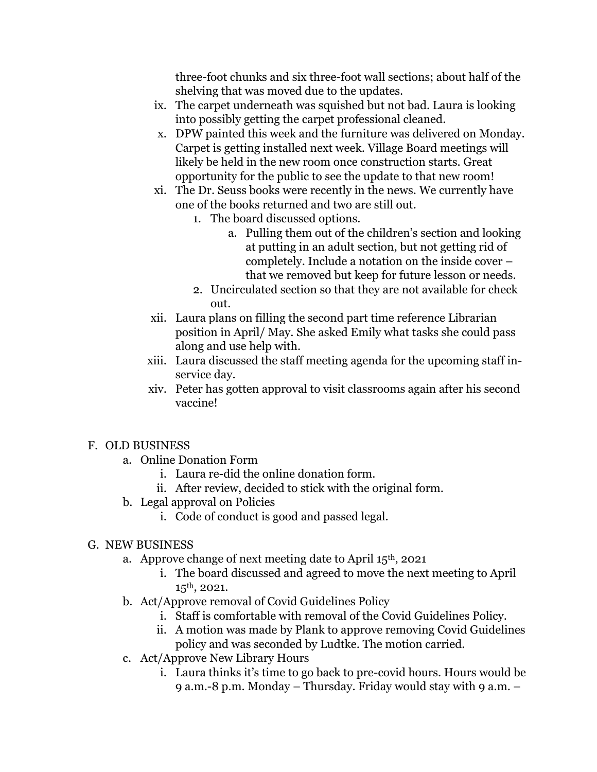three-foot chunks and six three-foot wall sections; about half of the shelving that was moved due to the updates.

   ix. The carpet underneath was squished but not bad. Laura is looking into possibly getting the carpet professional cleaned.
   x. DPW painted this week and the furniture was delivered on Monday. Carpet is getting installed next week. Village Board meetings will likely be held in the new room once construction starts. Great opportunity for the public to see the update to that new room!
   xi. The Dr. Seuss books were recently in the news. We currently have one of the books returned and two are still out.
      1. The board discussed options.
         a. Pulling them out of the children's section and looking at putting in an adult section, but not getting rid of completely. Include a notation on the inside cover – that we removed but keep for future lesson or needs.
      2. Uncirculated section so that they are not available for check out.
   xii. Laura plans on filling the second part time reference Librarian position in April/ May. She asked Emily what tasks she could pass along and use help with.
   xiii. Laura discussed the staff meeting agenda for the upcoming staff in-service day.
   xiv. Peter has gotten approval to visit classrooms again after his second vaccine!

F. OLD BUSINESS
   a. Online Donation Form
      i. Laura re-did the online donation form.
      ii. After review, decided to stick with the original form.
   b. Legal approval on Policies
      i. Code of conduct is good and passed legal.

G. NEW BUSINESS
   a. Approve change of next meeting date to April 15th, 2021
      i. The board discussed and agreed to move the next meeting to April 15th, 2021.
   b. Act/Approve removal of Covid Guidelines Policy
      i. Staff is comfortable with removal of the Covid Guidelines Policy.
      ii. A motion was made by Plank to approve removing Covid Guidelines policy and was seconded by Ludtke. The motion carried.
   c. Act/Approve New Library Hours
      i. Laura thinks it's time to go back to pre-covid hours. Hours would be 9 a.m.-8 p.m. Monday – Thursday. Friday would stay with 9 a.m. –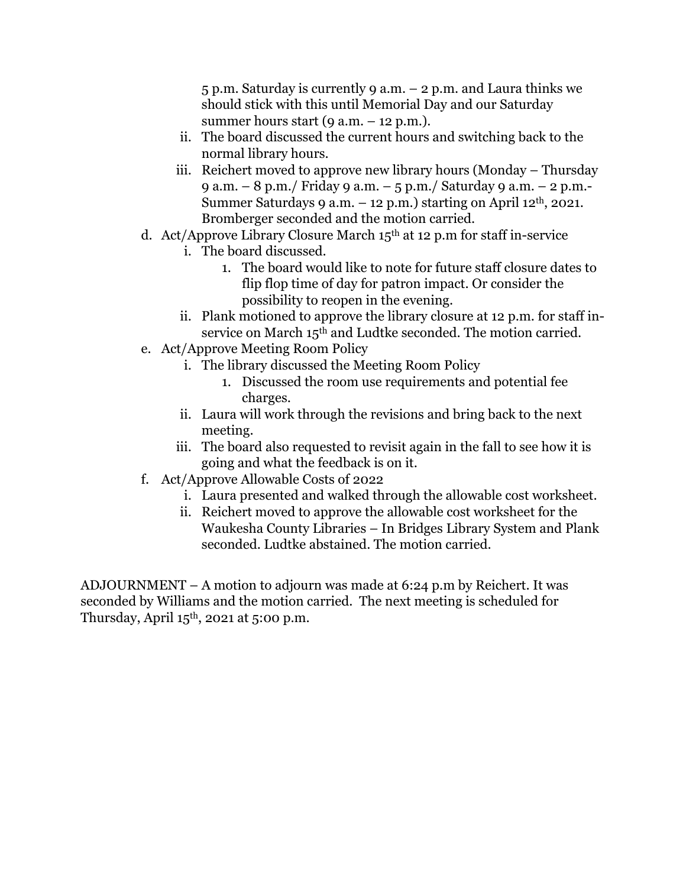5 p.m. Saturday is currently 9 a.m. – 2 p.m. and Laura thinks we should stick with this until Memorial Day and our Saturday summer hours start (9 a.m. – 12 p.m.).

   ii. The board discussed the current hours and switching back to the normal library hours.

   iii. Reichert moved to approve new library hours (Monday – Thursday 9 a.m. – 8 p.m./ Friday 9 a.m. – 5 p.m./ Saturday 9 a.m. – 2 p.m.- Summer Saturdays 9 a.m. – 12 p.m.) starting on April 12th, 2021. Bromberger seconded and the motion carried.

d. Act/Approve Library Closure March 15th at 12 p.m for staff in-service

   i. The board discussed.

      1. The board would like to note for future staff closure dates to flip flop time of day for patron impact. Or consider the possibility to reopen in the evening.

   ii. Plank motioned to approve the library closure at 12 p.m. for staff in-service on March 15th and Ludtke seconded. The motion carried.

e. Act/Approve Meeting Room Policy

   i. The library discussed the Meeting Room Policy

      1. Discussed the room use requirements and potential fee charges.

   ii. Laura will work through the revisions and bring back to the next meeting.

   iii. The board also requested to revisit again in the fall to see how it is going and what the feedback is on it.

f. Act/Approve Allowable Costs of 2022

   i. Laura presented and walked through the allowable cost worksheet.

   ii. Reichert moved to approve the allowable cost worksheet for the Waukesha County Libraries – In Bridges Library System and Plank seconded. Ludtke abstained. The motion carried.

ADJOURNMENT – A motion to adjourn was made at 6:24 p.m by Reichert. It was seconded by Williams and the motion carried. The next meeting is scheduled for Thursday, April 15th, 2021 at 5:00 p.m.